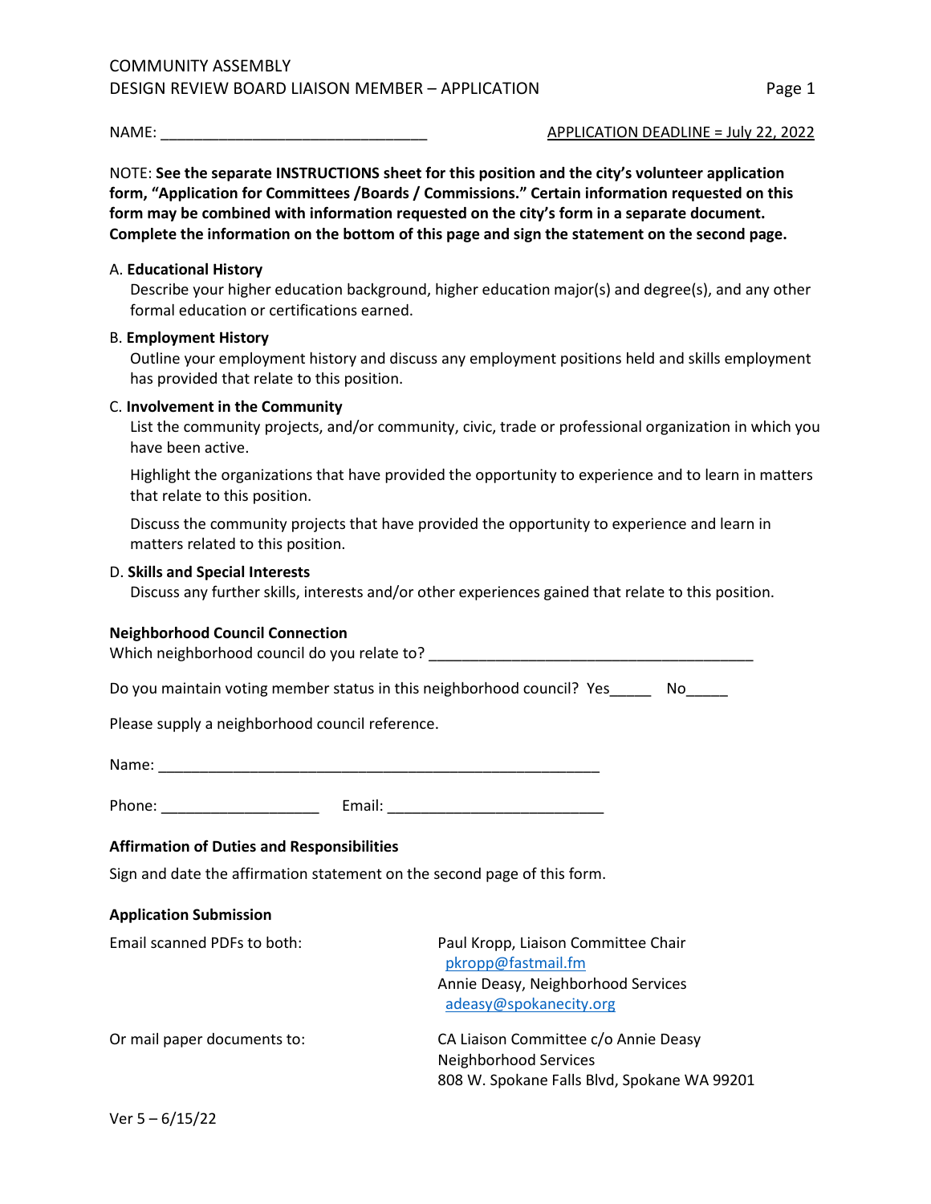COMMUNITY ASSEMBLY
DESIGN REVIEW BOARD LIAISON MEMBER – APPLICATION

NAME: ________________________________ APPLICATION DEADLINE = July 22, 2022

NOTE: **See the separate INSTRUCTIONS sheet for this position and the city's volunteer application form, "Application for Committees /Boards / Commissions." Certain information requested on this form may be combined with information requested on the city's form in a separate document. Complete the information on the bottom of this page and sign the statement on the second page.**

A. **Educational History**

Describe your higher education background, higher education major(s) and degree(s), and any other formal education or certifications earned.

B. **Employment History**

Outline your employment history and discuss any employment positions held and skills employment has provided that relate to this position.

C. **Involvement in the Community**

List the community projects, and/or community, civic, trade or professional organization in which you have been active.

Highlight the organizations that have provided the opportunity to experience and to learn in matters that relate to this position.

Discuss the community projects that have provided the opportunity to experience and learn in matters related to this position.

D. **Skills and Special Interests**

Discuss any further skills, interests and/or other experiences gained that relate to this position.

**Neighborhood Council Connection**

Which neighborhood council do you relate to? _______________________________________

Do you maintain voting member status in this neighborhood council? Yes_____ No_____

Please supply a neighborhood council reference.

Name: _______________________________________________________

Phone: ___________________ Email: _________________________

**Affirmation of Duties and Responsibilities**

Sign and date the affirmation statement on the second page of this form.

**Application Submission**

Email scanned PDFs to both:

Paul Kropp, Liaison Committee Chair
pkropp@fastmail.fm
Annie Deasy, Neighborhood Services
adeasy@spokanecity.org

Or mail paper documents to:

CA Liaison Committee c/o Annie Deasy
Neighborhood Services
808 W. Spokane Falls Blvd, Spokane WA 99201

Ver 5 – 6/15/22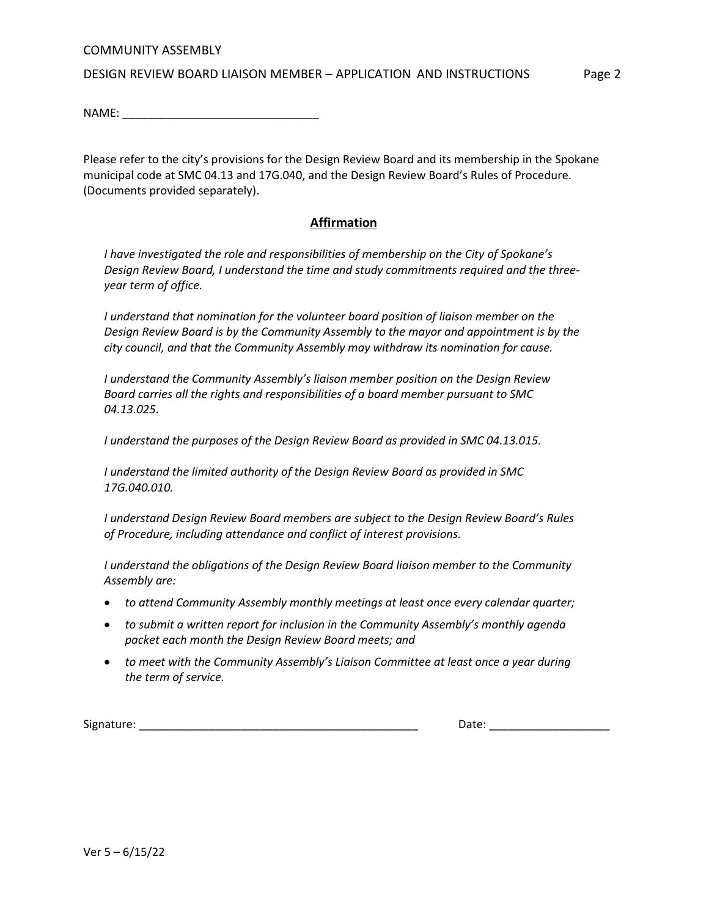NAME: ______________________________

Please refer to the city's provisions for the Design Review Board and its membership in the Spokane municipal code at SMC 04.13 and 17G.040, and the Design Review Board's Rules of Procedure. (Documents provided separately).

## **Affirmation**

*I have investigated the role and responsibilities of membership on the City of Spokane's Design Review Board, I understand the time and study commitments required and the three-year term of office.*

*I understand that nomination for the volunteer board position of liaison member on the Design Review Board is by the Community Assembly to the mayor and appointment is by the city council, and that the Community Assembly may withdraw its nomination for cause.*

*I understand the Community Assembly's liaison member position on the Design Review Board carries all the rights and responsibilities of a board member pursuant to SMC 04.13.025.*

*I understand the purposes of the Design Review Board as provided in SMC 04.13.015.*

*I understand the limited authority of the Design Review Board as provided in SMC 17G.040.010.*

*I understand Design Review Board members are subject to the Design Review Board's Rules of Procedure, including attendance and conflict of interest provisions.*

*I understand the obligations of the Design Review Board liaison member to the Community Assembly are:*

- *to attend Community Assembly monthly meetings at least once every calendar quarter;*
- *to submit a written report for inclusion in the Community Assembly's monthly agenda packet each month the Design Review Board meets; and*
- *to meet with the Community Assembly's Liaison Committee at least once a year during the term of service.*

Signature: _____________________________________________ Date: ___________________

Ver 5 – 6/15/22